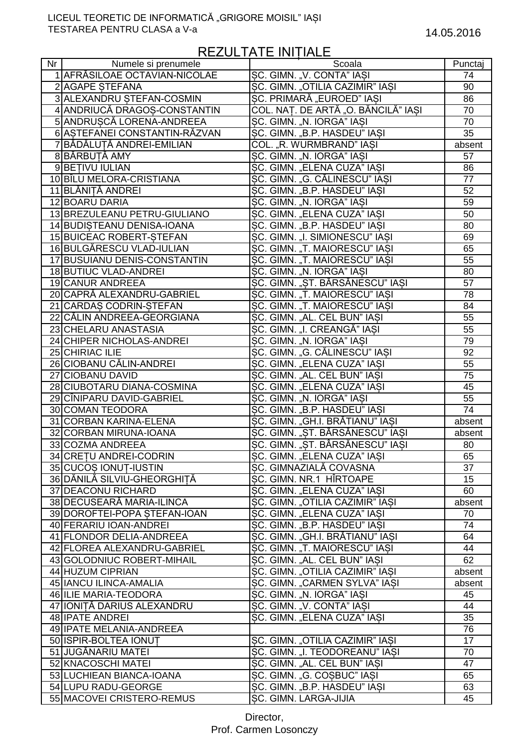LICEUL TEORETIC DE INFORMATICĂ „GRIGORE MOISIL" IAȘI
TESTAREA PENTRU CLASA a V-a

14.05.2016

# REZULTATE INIȚIALE

| Nr | Numele si prenumele | Scoala | Punctaj |
|---|---|---|---|
| 1 | AFRĂSILOAE OCTAVIAN-NICOLAE | ȘC. GIMN. „V. CONTA" IAȘI | 74 |
| 2 | AGAPE ȘTEFANA | ȘC. GIMN. „OTILIA CAZIMIR" IAȘI | 90 |
| 3 | ALEXANDRU ȘTEFAN-COSMIN | ȘC. PRIMARĂ „EUROED" IAȘI | 86 |
| 4 | ANDRIUCĂ DRAGOȘ-CONSTANTIN | COL. NAȚ. DE ARTĂ „O. BĂNCILĂ" IAȘI | 70 |
| 5 | ANDRUȘCĂ LORENA-ANDREEA | ȘC. GIMN. „N. IORGA" IAȘI | 70 |
| 6 | AȘTEFANEI CONSTANTIN-RĂZVAN | ȘC. GIMN. „B.P. HASDEU" IAȘI | 35 |
| 7 | BĂDĂLUȚĂ ANDREI-EMILIAN | COL. „R. WURMBRAND" IAȘI | absent |
| 8 | BĂRBUȚĂ AMY | ȘC. GIMN. „N. IORGA" IAȘI | 57 |
| 9 | BEȚIVU IULIAN | ȘC. GIMN. „ELENA CUZA" IAȘI | 86 |
| 10 | BÎLU MELORA-CRISTIANA | ȘC. GIMN. „G. CĂLINESCU" IAȘI | 77 |
| 11 | BLĂNIȚĂ ANDREI | ȘC. GIMN. „B.P. HASDEU" IAȘI | 52 |
| 12 | BOARU DARIA | ȘC. GIMN. „N. IORGA" IAȘI | 59 |
| 13 | BREZULEANU PETRU-GIULIANO | ȘC. GIMN. „ELENA CUZA" IAȘI | 50 |
| 14 | BUDIȘTEANU DENISA-IOANA | ȘC. GIMN. „B.P. HASDEU" IAȘI | 80 |
| 15 | BUICEAC ROBERT-ȘTEFAN | ȘC. GIMN. „I. SIMIONESCU" IAȘI | 69 |
| 16 | BULGĂRESCU VLAD-IULIAN | ȘC. GIMN. „T. MAIORESCU" IAȘI | 65 |
| 17 | BUSUIANU DENIS-CONSTANTIN | ȘC. GIMN. „T. MAIORESCU" IAȘI | 55 |
| 18 | BUTIUC VLAD-ANDREI | ȘC. GIMN. „N. IORGA" IAȘI | 80 |
| 19 | CANUR ANDREEA | ȘC. GIMN. „ȘT. BÂRSĂNESCU" IAȘI | 57 |
| 20 | CAPRĂ ALEXANDRU-GABRIEL | ȘC. GIMN. „T. MAIORESCU" IAȘI | 78 |
| 21 | CARDAȘ CODRIN-ȘTEFAN | ȘC. GIMN. „T. MAIORESCU" IAȘI | 84 |
| 22 | CĂLIN ANDREEA-GEORGIANA | ȘC. GIMN. „AL. CEL BUN" IAȘI | 55 |
| 23 | CHELARU ANASTASIA | ȘC. GIMN. „I. CREANGĂ" IAȘI | 55 |
| 24 | CHIPER NICHOLAS-ANDREI | ȘC. GIMN. „N. IORGA" IAȘI | 79 |
| 25 | CHIRIAC ILIE | ȘC. GIMN. „G. CĂLINESCU" IAȘI | 92 |
| 26 | CIOBANU CĂLIN-ANDREI | ȘC. GIMN. „ELENA CUZA" IAȘI | 55 |
| 27 | CIOBANU DAVID | ȘC. GIMN. „AL. CEL BUN" IAȘI | 75 |
| 28 | CIUBOTARU DIANA-COSMINA | ȘC. GIMN. „ELENA CUZA" IAȘI | 45 |
| 29 | CÎNIPARU DAVID-GABRIEL | ȘC. GIMN. „N. IORGA" IAȘI | 55 |
| 30 | COMAN TEODORA | ȘC. GIMN. „B.P. HASDEU" IAȘI | 74 |
| 31 | CORBAN KARINA-ELENA | ȘC. GIMN. „GH.I. BRĂTIANU" IAȘI | absent |
| 32 | CORBAN MIRUNA-IOANA | ȘC. GIMN. „ȘT. BÂRSĂNESCU" IAȘI | absent |
| 33 | COZMA ANDREEA | ȘC. GIMN. „ȘT. BÂRSĂNESCU" IAȘI | 80 |
| 34 | CREȚU ANDREI-CODRIN | ȘC. GIMN. „ELENA CUZA" IAȘI | 65 |
| 35 | CUCOȘ IONUȚ-IUSTIN | ȘC. GIMNAZIALĂ COVASNA | 37 |
| 36 | DĂNILĂ SILVIU-GHEORGHIȚĂ | ȘC. GIMN. NR.1 HÎRTOAPE | 15 |
| 37 | DEACONU RICHARD | ȘC. GIMN. „ELENA CUZA" IAȘI | 60 |
| 38 | DECUSEARĂ MARIA-ILINCA | ȘC. GIMN. „OTILIA CAZIMIR" IAȘI | absent |
| 39 | DOROFTEI-POPA ȘTEFAN-IOAN | ȘC. GIMN. „ELENA CUZA" IAȘI | 70 |
| 40 | FERARIU IOAN-ANDREI | ȘC. GIMN. „B.P. HASDEU" IAȘI | 74 |
| 41 | FLONDOR DELIA-ANDREEA | ȘC. GIMN. „GH.I. BRĂTIANU" IAȘI | 64 |
| 42 | FLOREA ALEXANDRU-GABRIEL | ȘC. GIMN. „T. MAIORESCU" IAȘI | 44 |
| 43 | GOLODNIUC ROBERT-MIHAIL | ȘC. GIMN. „AL. CEL BUN" IAȘI | 62 |
| 44 | HUZUM CIPRIAN | ȘC. GIMN. „OTILIA CAZIMIR" IAȘI | absent |
| 45 | IANCU ILINCA-AMALIA | ȘC. GIMN. „CARMEN SYLVA" IAȘI | absent |
| 46 | ILIE MARIA-TEODORA | ȘC. GIMN. „N. IORGA" IAȘI | 45 |
| 47 | IONIȚĂ DARIUS ALEXANDRU | ȘC. GIMN. „V. CONTA" IAȘI | 44 |
| 48 | IPATE ANDREI | ȘC. GIMN. „ELENA CUZA" IAȘI | 35 |
| 49 | IPATE MELANIA-ANDREEA | | 76 |
| 50 | ISPIR-BOLTEA IONUȚ | ȘC. GIMN. „OTILIA CAZIMIR" IAȘI | 17 |
| 51 | JUGĂNARIU MATEI | ȘC. GIMN. „I. TEODOREANU" IAȘI | 70 |
| 52 | KNACOSCHI MATEI | ȘC. GIMN. „AL. CEL BUN" IAȘI | 47 |
| 53 | LUCHIEAN BIANCA-IOANA | ȘC. GIMN. „G. COȘBUC" IAȘI | 65 |
| 54 | LUPU RADU-GEORGE | ȘC. GIMN. „B.P. HASDEU" IAȘI | 63 |
| 55 | MACOVEI CRISTERO-REMUS | ȘC. GIMN. LARGA-JIJIA | 45 |

Director,
Prof. Carmen Losonczy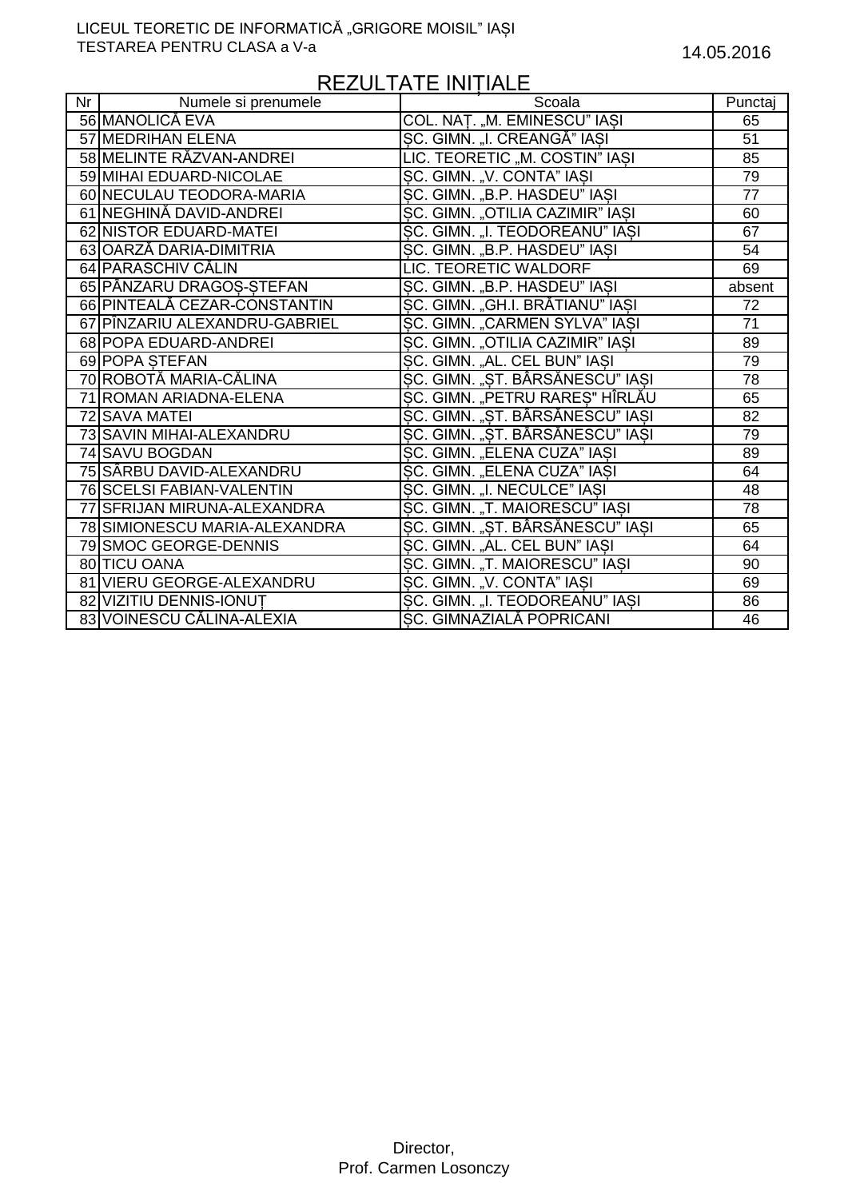LICEUL TEORETIC DE INFORMATICĂ „GRIGORE MOISIL" IAȘI
TESTAREA PENTRU CLASA a V-a

14.05.2016

## REZULTATE INIȚIALE

| Nr | Numele si prenumele | Scoala | Punctaj |
|---|---|---|---|
| 56 | MANOLICĂ EVA | COL. NAȚ. „M. EMINESCU" IAȘI | 65 |
| 57 | MEDRIHAN ELENA | ȘC. GIMN. „I. CREANGĂ" IAȘI | 51 |
| 58 | MELINTE RĂZVAN-ANDREI | LIC. TEORETIC „M. COSTIN" IAȘI | 85 |
| 59 | MIHAI EDUARD-NICOLAE | ȘC. GIMN. „V. CONTA" IAȘI | 79 |
| 60 | NECULAU TEODORA-MARIA | ȘC. GIMN. „B.P. HASDEU" IAȘI | 77 |
| 61 | NEGHINĂ DAVID-ANDREI | ȘC. GIMN. „OTILIA CAZIMIR" IAȘI | 60 |
| 62 | NISTOR EDUARD-MATEI | ȘC. GIMN. „I. TEODOREANU" IAȘI | 67 |
| 63 | OARZĂ DARIA-DIMITRIA | ȘC. GIMN. „B.P. HASDEU" IAȘI | 54 |
| 64 | PARASCHIV CĂLIN | LIC. TEORETIC WALDORF | 69 |
| 65 | PĂNZARU DRAGOȘ-ȘTEFAN | ȘC. GIMN. „B.P. HASDEU" IAȘI | absent |
| 66 | PINTEALĂ CEZAR-CONSTANTIN | ȘC. GIMN. „GH.I. BRĂTIANU" IAȘI | 72 |
| 67 | PÎNZARIU ALEXANDRU-GABRIEL | ȘC. GIMN. „CARMEN SYLVA" IAȘI | 71 |
| 68 | POPA EDUARD-ANDREI | ȘC. GIMN. „OTILIA CAZIMIR" IAȘI | 89 |
| 69 | POPA ȘTEFAN | ȘC. GIMN. „AL. CEL BUN" IAȘI | 79 |
| 70 | ROBOTĂ MARIA-CĂLINA | ȘC. GIMN. „ȘT. BÂRSĂNESCU" IAȘI | 78 |
| 71 | ROMAN ARIADNA-ELENA | ȘC. GIMN. „PETRU RAREȘ" HÎRLĂU | 65 |
| 72 | SAVA MATEI | ȘC. GIMN. „ȘT. BÂRSĂNESCU" IAȘI | 82 |
| 73 | SAVIN MIHAI-ALEXANDRU | ȘC. GIMN. „ȘT. BÂRSĂNESCU" IAȘI | 79 |
| 74 | SAVU BOGDAN | ȘC. GIMN. „ELENA CUZA" IAȘI | 89 |
| 75 | SÂRBU DAVID-ALEXANDRU | ȘC. GIMN. „ELENA CUZA" IAȘI | 64 |
| 76 | SCELSI FABIAN-VALENTIN | ȘC. GIMN. „I. NECULCE" IAȘI | 48 |
| 77 | SFRIJAN MIRUNA-ALEXANDRA | ȘC. GIMN. „T. MAIORESCU" IAȘI | 78 |
| 78 | SIMIONESCU MARIA-ALEXANDRA | ȘC. GIMN. „ȘT. BÂRSĂNESCU" IAȘI | 65 |
| 79 | SMOC GEORGE-DENNIS | ȘC. GIMN. „AL. CEL BUN" IAȘI | 64 |
| 80 | TICU OANA | ȘC. GIMN. „T. MAIORESCU" IAȘI | 90 |
| 81 | VIERU GEORGE-ALEXANDRU | ȘC. GIMN. „V. CONTA" IAȘI | 69 |
| 82 | VIZITIU DENNIS-IONUȚ | ȘC. GIMN. „I. TEODOREANU" IAȘI | 86 |
| 83 | VOINESCU CĂLINA-ALEXIA | ȘC. GIMNAZIALĂ POPRICANI | 46 |

Director,
Prof. Carmen Losonczy